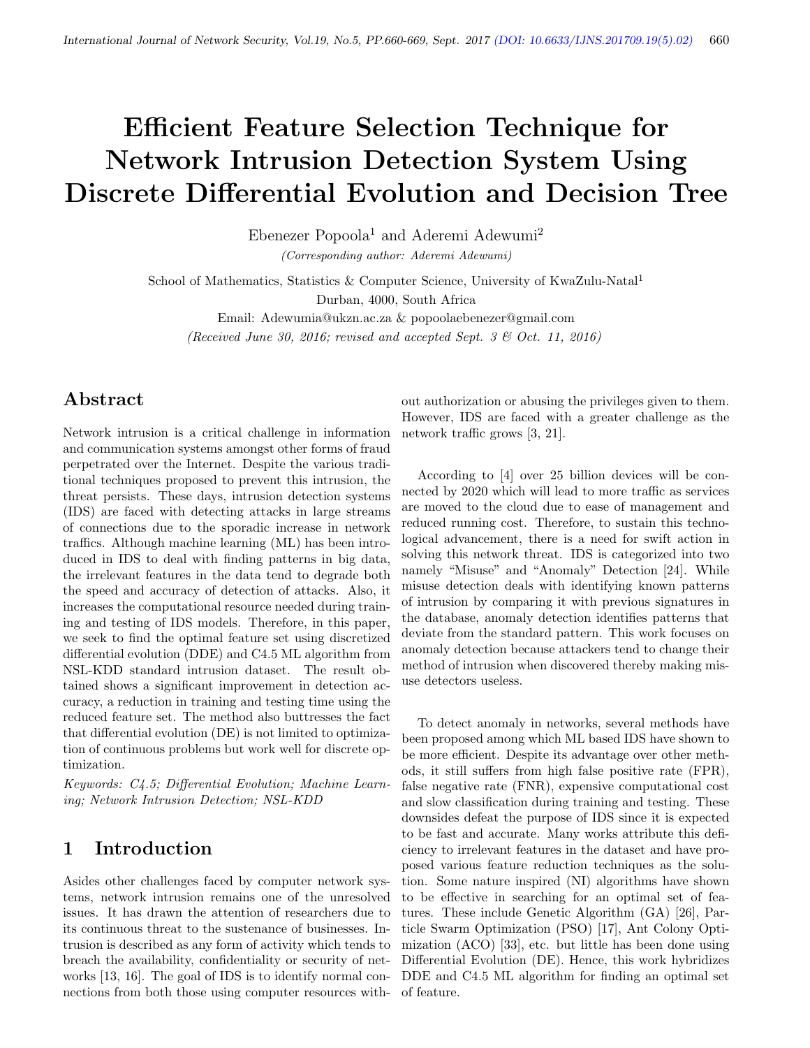# Efficient Feature Selection Technique for Network Intrusion Detection System Using Discrete Differential Evolution and Decision Tree

Ebenezer Popoola[1] and Aderemi Adewumi[2]

*(Corresponding author: Aderemi Adewumi)*

School of Mathematics, Statistics & Computer Science, University of KwaZulu-Natal[1]

Durban, 4000, South Africa

Email: Adewumia@ukzn.ac.za & popoolaebenezer@gmail.com

*(Received June 30, 2016; revised and accepted Sept. 3 & Oct. 11, 2016)*

## Abstract

Network intrusion is a critical challenge in information and communication systems amongst other forms of fraud perpetrated over the Internet. Despite the various traditional techniques proposed to prevent this intrusion, the threat persists. These days, intrusion detection systems (IDS) are faced with detecting attacks in large streams of connections due to the sporadic increase in network traffics. Although machine learning (ML) has been introduced in IDS to deal with finding patterns in big data, the irrelevant features in the data tend to degrade both the speed and accuracy of detection of attacks. Also, it increases the computational resource needed during training and testing of IDS models. Therefore, in this paper, we seek to find the optimal feature set using discretized differential evolution (DDE) and C4.5 ML algorithm from NSL-KDD standard intrusion dataset. The result obtained shows a significant improvement in detection accuracy, a reduction in training and testing time using the reduced feature set. The method also buttresses the fact that differential evolution (DE) is not limited to optimization of continuous problems but work well for discrete optimization.

*Keywords: C4.5; Differential Evolution; Machine Learning; Network Intrusion Detection; NSL-KDD*

## 1 Introduction

Asides other challenges faced by computer network systems, network intrusion remains one of the unresolved issues. It has drawn the attention of researchers due to its continuous threat to the sustenance of businesses. Intrusion is described as any form of activity which tends to breach the availability, confidentiality or security of networks [13, 16]. The goal of IDS is to identify normal connections from both those using computer resources without authorization or abusing the privileges given to them. However, IDS are faced with a greater challenge as the network traffic grows [3, 21].

According to [4] over 25 billion devices will be connected by 2020 which will lead to more traffic as services are moved to the cloud due to ease of management and reduced running cost. Therefore, to sustain this technological advancement, there is a need for swift action in solving this network threat. IDS is categorized into two namely "Misuse" and "Anomaly" Detection [24]. While misuse detection deals with identifying known patterns of intrusion by comparing it with previous signatures in the database, anomaly detection identifies patterns that deviate from the standard pattern. This work focuses on anomaly detection because attackers tend to change their method of intrusion when discovered thereby making misuse detectors useless.

To detect anomaly in networks, several methods have been proposed among which ML based IDS have shown to be more efficient. Despite its advantage over other methods, it still suffers from high false positive rate (FPR), false negative rate (FNR), expensive computational cost and slow classification during training and testing. These downsides defeat the purpose of IDS since it is expected to be fast and accurate. Many works attribute this deficiency to irrelevant features in the dataset and have proposed various feature reduction techniques as the solution. Some nature inspired (NI) algorithms have shown to be effective in searching for an optimal set of features. These include Genetic Algorithm (GA) [26], Particle Swarm Optimization (PSO) [17], Ant Colony Optimization (ACO) [33], etc. but little has been done using Differential Evolution (DE). Hence, this work hybridizes DDE and C4.5 ML algorithm for finding an optimal set of feature.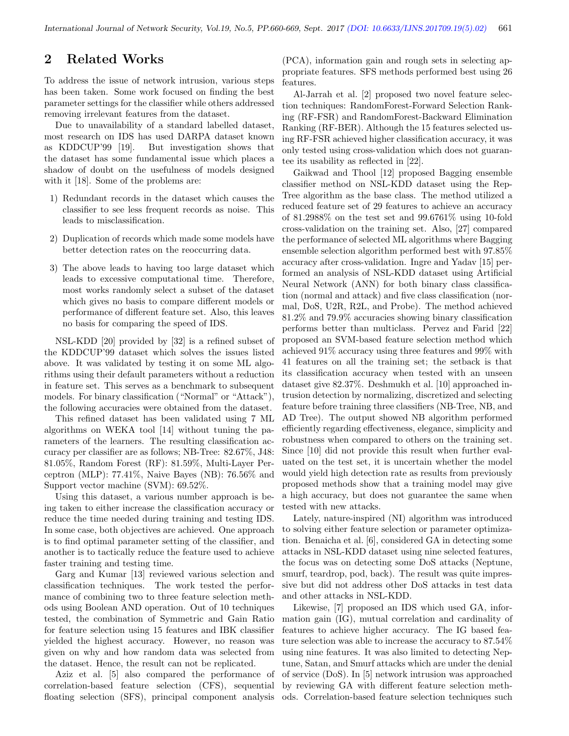## 2 Related Works

To address the issue of network intrusion, various steps has been taken. Some work focused on finding the best parameter settings for the classifier while others addressed removing irrelevant features from the dataset.

Due to unavailability of a standard labelled dataset, most research on IDS has used DARPA dataset known as KDDCUP'99 [19]. But investigation shows that the dataset has some fundamental issue which places a shadow of doubt on the usefulness of models designed with it [18]. Some of the problems are:

1) Redundant records in the dataset which causes the classifier to see less frequent records as noise. This leads to misclassification.
2) Duplication of records which made some models have better detection rates on the reoccurring data.
3) The above leads to having too large dataset which leads to excessive computational time. Therefore, most works randomly select a subset of the dataset which gives no basis to compare different models or performance of different feature set. Also, this leaves no basis for comparing the speed of IDS.

NSL-KDD [20] provided by [32] is a refined subset of the KDDCUP'99 dataset which solves the issues listed above. It was validated by testing it on some ML algorithms using their default parameters without a reduction in feature set. This serves as a benchmark to subsequent models. For binary classification ("Normal" or "Attack"), the following accuracies were obtained from the dataset.

This refined dataset has been validated using 7 ML algorithms on WEKA tool [14] without tuning the parameters of the learners. The resulting classification accuracy per classifier are as follows; NB-Tree: 82.67%, J48: 81.05%, Random Forest (RF): 81.59%, Multi-Layer Perceptron (MLP): 77.41%, Naive Bayes (NB): 76.56% and Support vector machine (SVM): 69.52%.

Using this dataset, a various number approach is being taken to either increase the classification accuracy or reduce the time needed during training and testing IDS. In some case, both objectives are achieved. One approach is to find optimal parameter setting of the classifier, and another is to tactically reduce the feature used to achieve faster training and testing time.

Garg and Kumar [13] reviewed various selection and classification techniques. The work tested the performance of combining two to three feature selection methods using Boolean AND operation. Out of 10 techniques tested, the combination of Symmetric and Gain Ratio for feature selection using 15 features and IBK classifier yielded the highest accuracy. However, no reason was given on why and how random data was selected from the dataset. Hence, the result can not be replicated.

Aziz et al. [5] also compared the performance of correlation-based feature selection (CFS), sequential floating selection (SFS), principal component analysis (PCA), information gain and rough sets in selecting appropriate features. SFS methods performed best using 26 features.

Al-Jarrah et al. [2] proposed two novel feature selection techniques: RandomForest-Forward Selection Ranking (RF-FSR) and RandomForest-Backward Elimination Ranking (RF-BER). Although the 15 features selected using RF-FSR achieved higher classification accuracy, it was only tested using cross-validation which does not guarantee its usability as reflected in [22].

Gaikwad and Thool [12] proposed Bagging ensemble classifier method on NSL-KDD dataset using the RepTree algorithm as the base class. The method utilized a reduced feature set of 29 features to achieve an accuracy of 81.2988% on the test set and 99.6761% using 10-fold cross-validation on the training set. Also, [27] compared the performance of selected ML algorithms where Bagging ensemble selection algorithm performed best with 97.85% accuracy after cross-validation. Ingre and Yadav [15] performed an analysis of NSL-KDD dataset using Artificial Neural Network (ANN) for both binary class classification (normal and attack) and five class classification (normal, DoS, U2R, R2L, and Probe). The method achieved 81.2% and 79.9% accuracies showing binary classification performs better than multiclass. Pervez and Farid [22] proposed an SVM-based feature selection method which achieved 91% accuracy using three features and 99% with 41 features on all the training set; the setback is that its classification accuracy when tested with an unseen dataset give 82.37%. Deshmukh et al. [10] approached intrusion detection by normalizing, discretized and selecting feature before training three classifiers (NB-Tree, NB, and AD Tree). The output showed NB algorithm performed efficiently regarding effectiveness, elegance, simplicity and robustness when compared to others on the training set. Since [10] did not provide this result when further evaluated on the test set, it is uncertain whether the model would yield high detection rate as results from previously proposed methods show that a training model may give a high accuracy, but does not guarantee the same when tested with new attacks.

Lately, nature-inspired (NI) algorithm was introduced to solving either feature selection or parameter optimization. Benaicha et al. [6], considered GA in detecting some attacks in NSL-KDD dataset using nine selected features, the focus was on detecting some DoS attacks (Neptune, smurf, teardrop, pod, back). The result was quite impressive but did not address other DoS attacks in test data and other attacks in NSL-KDD.

Likewise, [7] proposed an IDS which used GA, information gain (IG), mutual correlation and cardinality of features to achieve higher accuracy. The IG based feature selection was able to increase the accuracy to 87.54% using nine features. It was also limited to detecting Neptune, Satan, and Smurf attacks which are under the denial of service (DoS). In [5] network intrusion was approached by reviewing GA with different feature selection methods. Correlation-based feature selection techniques such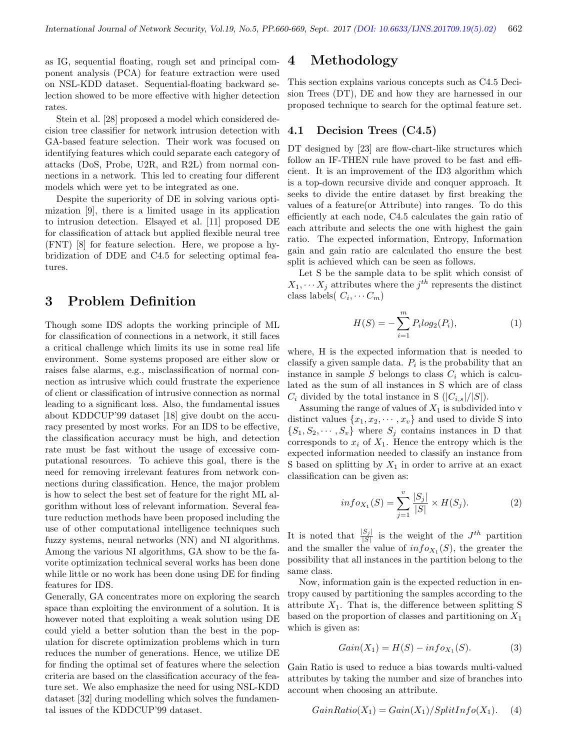as IG, sequential floating, rough set and principal component analysis (PCA) for feature extraction were used on NSL-KDD dataset. Sequential-floating backward selection showed to be more effective with higher detection rates.

Stein et al. [28] proposed a model which considered decision tree classifier for network intrusion detection with GA-based feature selection. Their work was focused on identifying features which could separate each category of attacks (DoS, Probe, U2R, and R2L) from normal connections in a network. This led to creating four different models which were yet to be integrated as one.

Despite the superiority of DE in solving various optimization [9], there is a limited usage in its application to intrusion detection. Elsayed et al. [11] proposed DE for classification of attack but applied flexible neural tree (FNT) [8] for feature selection. Here, we propose a hybridization of DDE and C4.5 for selecting optimal features.

## 3 Problem Definition

Though some IDS adopts the working principle of ML for classification of connections in a network, it still faces a critical challenge which limits its use in some real life environment. Some systems proposed are either slow or raises false alarms, e.g., misclassification of normal connection as intrusive which could frustrate the experience of client or classification of intrusive connection as normal leading to a significant loss. Also, the fundamental issues about KDDCUP'99 dataset [18] give doubt on the accuracy presented by most works. For an IDS to be effective, the classification accuracy must be high, and detection rate must be fast without the usage of excessive computational resources. To achieve this goal, there is the need for removing irrelevant features from network connections during classification. Hence, the major problem is how to select the best set of feature for the right ML algorithm without loss of relevant information. Several feature reduction methods have been proposed including the use of other computational intelligence techniques such fuzzy systems, neural networks (NN) and NI algorithms. Among the various NI algorithms, GA show to be the favorite optimization technical several works has been done while little or no work has been done using DE for finding features for IDS.

Generally, GA concentrates more on exploring the search space than exploiting the environment of a solution. It is however noted that exploiting a weak solution using DE could yield a better solution than the best in the population for discrete optimization problems which in turn reduces the number of generations. Hence, we utilize DE for finding the optimal set of features where the selection criteria are based on the classification accuracy of the feature set. We also emphasize the need for using NSL-KDD dataset [32] during modelling which solves the fundamental issues of the KDDCUP'99 dataset.

## 4 Methodology

This section explains various concepts such as C4.5 Decision Trees (DT), DE and how they are harnessed in our proposed technique to search for the optimal feature set.

### 4.1 Decision Trees (C4.5)

DT designed by [23] are flow-chart-like structures which follow an IF-THEN rule have proved to be fast and efficient. It is an improvement of the ID3 algorithm which is a top-down recursive divide and conquer approach. It seeks to divide the entire dataset by first breaking the values of a feature(or Attribute) into ranges. To do this efficiently at each node, C4.5 calculates the gain ratio of each attribute and selects the one with highest the gain ratio. The expected information, Entropy, Information gain and gain ratio are calculated tho ensure the best split is achieved which can be seen as follows.

Let S be the sample data to be split which consist of $X_1, \cdots X_j$ attributes where the $j^{th}$ represents the distinct class labels( $C_i, \cdots C_m$)

$$H(S) = -\sum_{i=1}^{m} P_i log_2(P_i), \tag{1}$$

where, H is the expected information that is needed to classify a given sample data. $P_i$ is the probability that an instance in sample $S$ belongs to class $C_i$ which is calculated as the sum of all instances in S which are of class $C_i$ divided by the total instance in S ($|C_{i,s}|/|S|$).

Assuming the range of values of $X_1$ is subdivided into v distinct values $\{x_1, x_2, \cdots, x_v\}$ and used to divide S into $\{S_1, S_2, \cdots, S_v\}$ where $S_j$ contains instances in D that corresponds to $x_i$ of $X_1$. Hence the entropy which is the expected information needed to classify an instance from S based on splitting by $X_1$ in order to arrive at an exact classification can be given as:

$$info_{X_1}(S) = \sum_{j=1}^{v} \frac{|S_j|}{|S|} \times H(S_j). \tag{2}$$

It is noted that $\frac{|S_j|}{|S|}$ is the weight of the $J^{th}$ partition and the smaller the value of $info_{X_1}(S)$, the greater the possibility that all instances in the partition belong to the same class.

Now, information gain is the expected reduction in entropy caused by partitioning the samples according to the attribute $X_1$. That is, the difference between splitting S based on the proportion of classes and partitioning on $X_1$ which is given as:

$$Gain(X_1) = H(S) - info_{X_1}(S). \tag{3}$$

Gain Ratio is used to reduce a bias towards multi-valued attributes by taking the number and size of branches into account when choosing an attribute.

$$GainRatio(X_1) = Gain(X_1)/SplitInfo(X_1). \tag{4}$$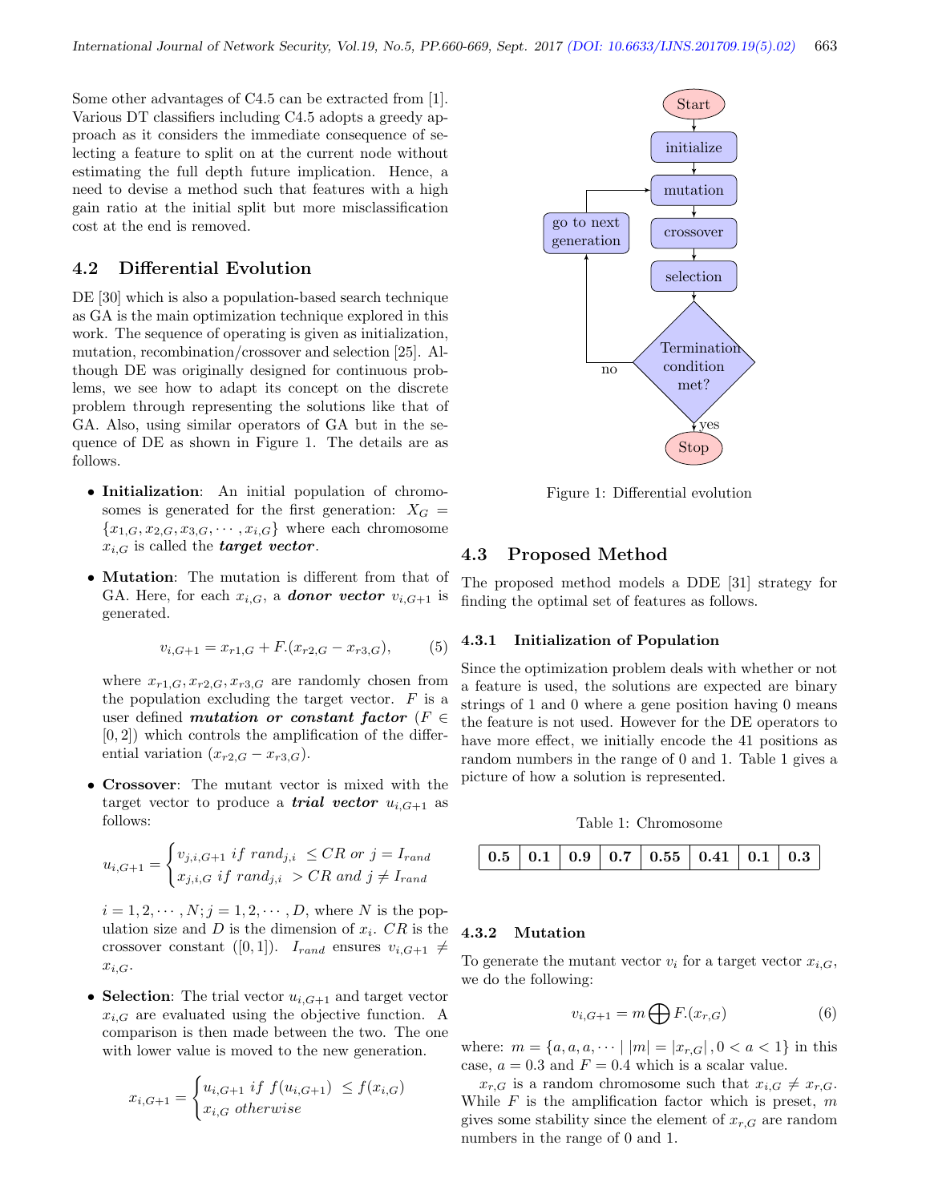Some other advantages of C4.5 can be extracted from [1]. Various DT classifiers including C4.5 adopts a greedy approach as it considers the immediate consequence of selecting a feature to split on at the current node without estimating the full depth future implication. Hence, a need to devise a method such that features with a high gain ratio at the initial split but more misclassification cost at the end is removed.

## 4.2 Differential Evolution

DE [30] which is also a population-based search technique as GA is the main optimization technique explored in this work. The sequence of operating is given as initialization, mutation, recombination/crossover and selection [25]. Although DE was originally designed for continuous problems, we see how to adapt its concept on the discrete problem through representing the solutions like that of GA. Also, using similar operators of GA but in the sequence of DE as shown in Figure 1. The details are as follows.

- **Initialization**: An initial population of chromosomes is generated for the first generation: $X_G = \{x_{1,G}, x_{2,G}, x_{3,G}, \cdots, x_{i,G}\}$ where each chromosome $x_{i,G}$ is called the ***target vector***.

- **Mutation**: The mutation is different from that of GA. Here, for each $x_{i,G}$, a ***donor vector*** $v_{i,G+1}$ is generated.

$$v_{i,G+1} = x_{r1,G} + F.(x_{r2,G} - x_{r3,G}), \tag{5}$$

  where $x_{r1,G}, x_{r2,G}, x_{r3,G}$ are randomly chosen from the population excluding the target vector. $F$ is a user defined ***mutation or constant factor*** ($F \in [0, 2]$) which controls the amplification of the differential variation $(x_{r2,G} - x_{r3,G})$.

- **Crossover**: The mutant vector is mixed with the target vector to produce a ***trial vector*** $u_{i,G+1}$ as follows:

$$u_{i,G+1} = \begin{cases} v_{j,i,G+1} \; if \; rand_{j,i} \; \leq CR \; or \; j = I_{rand} \\ x_{j,i,G} \; if \; rand_{j,i} \; > CR \; and \; j \neq I_{rand} \end{cases}$$

  $i = 1, 2, \cdots, N; j = 1, 2, \cdots, D$, where $N$ is the population size and $D$ is the dimension of $x_i$. $CR$ is the crossover constant ([0, 1]). $I_{rand}$ ensures $v_{i,G+1} \neq x_{i,G}$.

- **Selection**: The trial vector $u_{i,G+1}$ and target vector $x_{i,G}$ are evaluated using the objective function. A comparison is then made between the two. The one with lower value is moved to the new generation.

$$x_{i,G+1} = \begin{cases} u_{i,G+1} \; if \; f(u_{i,G+1}) \; \leq f(x_{i,G}) \\ x_{i,G} \; otherwise \end{cases}$$

Start → initialize → mutation → crossover → selection → Termination condition met? (yes → Stop; no → go to next generation → mutation)

Figure 1: Differential evolution

## 4.3 Proposed Method

The proposed method models a DDE [31] strategy for finding the optimal set of features as follows.

### 4.3.1 Initialization of Population

Since the optimization problem deals with whether or not a feature is used, the solutions are expected are binary strings of 1 and 0 where a gene position having 0 means the feature is not used. However for the DE operators to have more effect, we initially encode the 41 positions as random numbers in the range of 0 and 1. Table 1 gives a picture of how a solution is represented.

Table 1: Chromosome

| 0.5 | 0.1 | 0.9 | 0.7 | 0.55 | 0.41 | 0.1 | 0.3 |
|---|---|---|---|---|---|---|---|

### 4.3.2 Mutation

To generate the mutant vector $v_i$ for a target vector $x_{i,G}$, we do the following:

$$v_{i,G+1} = m \bigoplus F.(x_{r,G}) \tag{6}$$

where: $m = \{a, a, a, \cdots \mid |m| = |x_{r,G}|, 0 < a < 1\}$ in this case, $a = 0.3$ and $F = 0.4$ which is a scalar value.

$x_{r,G}$ is a random chromosome such that $x_{i,G} \neq x_{r,G}$. While $F$ is the amplification factor which is preset, $m$ gives some stability since the element of $x_{r,G}$ are random numbers in the range of 0 and 1.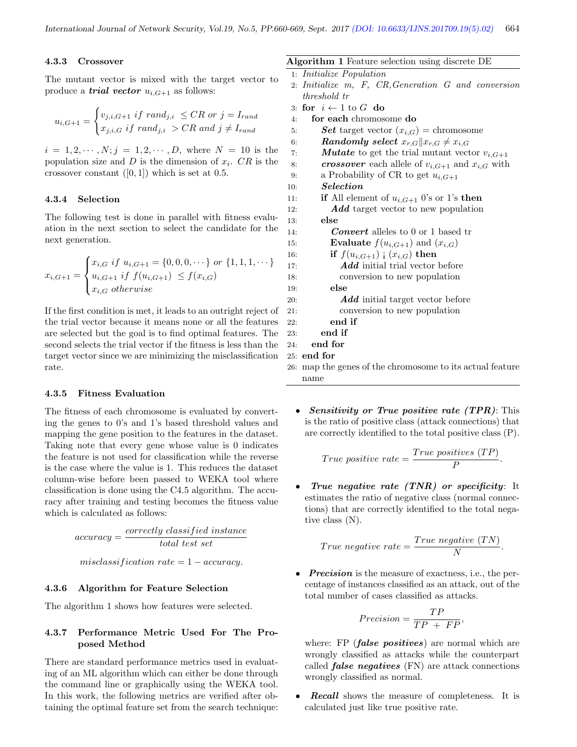#### 4.3.3 Crossover

The mutant vector is mixed with the target vector to produce a ***trial vector*** $u_{i,G+1}$ as follows:

$$u_{i,G+1} = \begin{cases} v_{j,i,G+1} \ if \ rand_{j,i} \ \leq CR \ or \ j = I_{rand} \\ x_{j,i,G} \ if \ rand_{j,i} \ > CR \ and \ j \neq I_{rand} \end{cases}$$

$i = 1, 2, \cdots, N; j = 1, 2, \cdots, D$, where $N = 10$ is the population size and $D$ is the dimension of $x_i$. $CR$ is the crossover constant ([0, 1]) which is set at 0.5.

#### 4.3.4 Selection

The following test is done in parallel with fitness evaluation in the next section to select the candidate for the next generation.

$$x_{i,G+1} = \begin{cases} x_{i,G} \ if \ u_{i,G+1} = \{0, 0, 0, \cdots\} \ or \ \{1, 1, 1, \cdots\} \\ u_{i,G+1} \ if \ f(u_{i,G+1}) \ \leq f(x_{i,G}) \\ x_{i,G} \ otherwise \end{cases}$$

If the first condition is met, it leads to an outright reject of the trial vector because it means none or all the features are selected but the goal is to find optimal features. The second selects the trial vector if the fitness is less than the target vector since we are minimizing the misclassification rate.

#### 4.3.5 Fitness Evaluation

The fitness of each chromosome is evaluated by converting the genes to 0's and 1's based threshold values and mapping the gene position to the features in the dataset. Taking note that every gene whose value is 0 indicates the feature is not used for classification while the reverse is the case where the value is 1. This reduces the dataset column-wise before been passed to WEKA tool where classification is done using the C4.5 algorithm. The accuracy after training and testing becomes the fitness value which is calculated as follows:

$$accuracy = \frac{correctly \ classified \ instance}{total \ test \ set}$$

$$misclassification \ rate = 1 - accuracy.$$

#### 4.3.6 Algorithm for Feature Selection

The algorithm 1 shows how features were selected.

**Algorithm 1** Feature selection using discrete DE

```
1:  Initialize Population
2:  Initialize m, F, CR, Generation G and conversion
    threshold tr
3:  for i ← 1 to G do
4:    for each chromosome do
5:      Set target vector (x_{i,G}) = chromosome
6:      Randomly select x_{r,G} || x_{r,G} ≠ x_{i,G}
7:      Mutate to get the trial mutant vector v_{i,G+1}
8:      crossover each allele of v_{i,G+1} and x_{i,G} with
9:      a Probability of CR to get u_{i,G+1}
10:     Selection
11:     if All element of u_{i,G+1} 0's or 1's then
12:       Add target vector to new population
13:     else
14:       Convert alleles to 0 or 1 based tr
15:       Evaluate f(u_{i,G+1}) and (x_{i,G})
16:       if f(u_{i,G+1}) ¡ (x_{i,G}) then
17:         Add initial trial vector before
18:         conversion to new population
19:       else
20:         Add initial target vector before
21:         conversion to new population
22:       end if
23:     end if
24:   end for
25: end for
26: map the genes of the chromosome to its actual feature
    name
```

#### 4.3.7 Performance Metric Used For The Proposed Method

There are standard performance metrics used in evaluating of an ML algorithm which can either be done through the command line or graphically using the WEKA tool. In this work, the following metrics are verified after obtaining the optimal feature set from the search technique:

- ***Sensitivity or True positive rate (TPR)***: This is the ratio of positive class (attack connections) that are correctly identified to the total positive class (P).

$$True \ positive \ rate = \frac{True \ positives \ (TP)}{P}.$$

- ***True negative rate (TNR) or specificity***: It estimates the ratio of negative class (normal connections) that are correctly identified to the total negative class (N).

$$True \ negative \ rate = \frac{True \ negative \ (TN)}{N}.$$

- ***Precision*** is the measure of exactness, i.e., the percentage of instances classified as an attack, out of the total number of cases classified as attacks.

$$Precision = \frac{TP}{TP \ + \ FP},$$

where: FP (***false positives***) are normal which are wrongly classified as attacks while the counterpart called ***false negatives*** (FN) are attack connections wrongly classified as normal.

- ***Recall*** shows the measure of completeness. It is calculated just like true positive rate.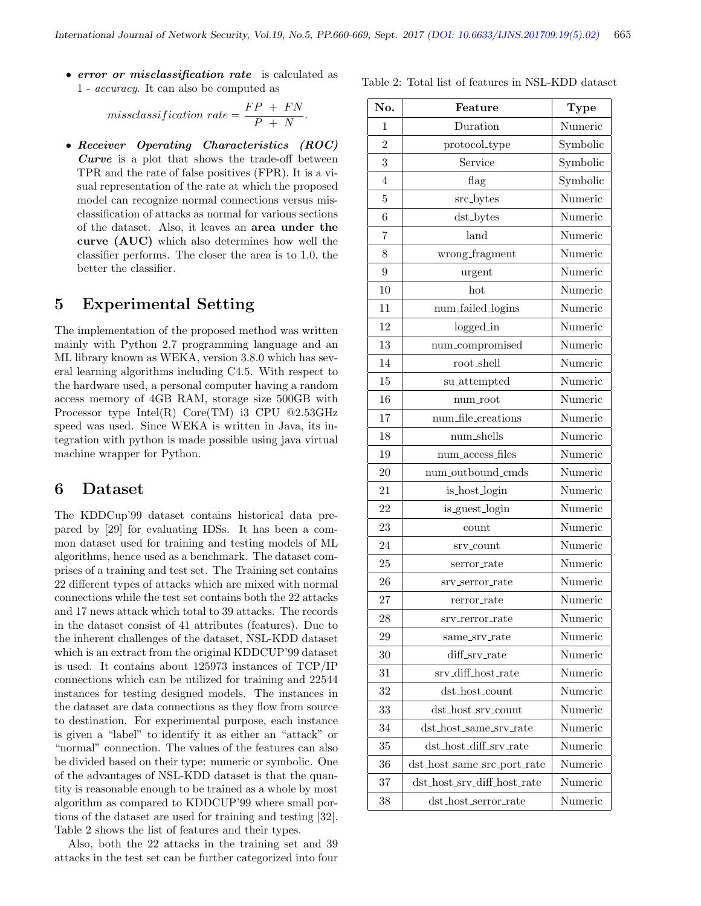- ***error or misclassification rate*** is calculated as 1 - *accuracy*. It can also be computed as

$$missclassification\ rate = \frac{FP\ +\ FN}{P\ +\ N}.$$

- ***Receiver Operating Characteristics (ROC) Curve*** is a plot that shows the trade-off between TPR and the rate of false positives (FPR). It is a visual representation of the rate at which the proposed model can recognize normal connections versus misclassification of attacks as normal for various sections of the dataset. Also, it leaves an **area under the curve (AUC)** which also determines how well the classifier performs. The closer the area is to 1.0, the better the classifier.

## 5 Experimental Setting

The implementation of the proposed method was written mainly with Python 2.7 programming language and an ML library known as WEKA, version 3.8.0 which has several learning algorithms including C4.5. With respect to the hardware used, a personal computer having a random access memory of 4GB RAM, storage size 500GB with Processor type Intel(R) Core(TM) i3 CPU @2.53GHz speed was used. Since WEKA is written in Java, its integration with python is made possible using java virtual machine wrapper for Python.

## 6 Dataset

The KDDCup'99 dataset contains historical data prepared by [29] for evaluating IDSs. It has been a common dataset used for training and testing models of ML algorithms, hence used as a benchmark. The dataset comprises of a training and test set. The Training set contains 22 different types of attacks which are mixed with normal connections while the test set contains both the 22 attacks and 17 news attack which total to 39 attacks. The records in the dataset consist of 41 attributes (features). Due to the inherent challenges of the dataset, NSL-KDD dataset which is an extract from the original KDDCUP'99 dataset is used. It contains about 125973 instances of TCP/IP connections which can be utilized for training and 22544 instances for testing designed models. The instances in the dataset are data connections as they flow from source to destination. For experimental purpose, each instance is given a "label" to identify it as either an "attack" or "normal" connection. The values of the features can also be divided based on their type: numeric or symbolic. One of the advantages of NSL-KDD dataset is that the quantity is reasonable enough to be trained as a whole by most algorithm as compared to KDDCUP'99 where small portions of the dataset are used for training and testing [32]. Table 2 shows the list of features and their types.

Also, both the 22 attacks in the training set and 39 attacks in the test set can be further categorized into four

Table 2: Total list of features in NSL-KDD dataset

| No. | Feature | Type |
|---|---|---|
| 1 | Duration | Numeric |
| 2 | protocol_type | Symbolic |
| 3 | Service | Symbolic |
| 4 | flag | Symbolic |
| 5 | src_bytes | Numeric |
| 6 | dst_bytes | Numeric |
| 7 | land | Numeric |
| 8 | wrong_fragment | Numeric |
| 9 | urgent | Numeric |
| 10 | hot | Numeric |
| 11 | num_failed_logins | Numeric |
| 12 | logged_in | Numeric |
| 13 | num_compromised | Numeric |
| 14 | root_shell | Numeric |
| 15 | su_attempted | Numeric |
| 16 | num_root | Numeric |
| 17 | num_file_creations | Numeric |
| 18 | num_shells | Numeric |
| 19 | num_access_files | Numeric |
| 20 | num_outbound_cmds | Numeric |
| 21 | is_host_login | Numeric |
| 22 | is_guest_login | Numeric |
| 23 | count | Numeric |
| 24 | srv_count | Numeric |
| 25 | serror_rate | Numeric |
| 26 | srv_serror_rate | Numeric |
| 27 | rerror_rate | Numeric |
| 28 | srv_rerror_rate | Numeric |
| 29 | same_srv_rate | Numeric |
| 30 | diff_srv_rate | Numeric |
| 31 | srv_diff_host_rate | Numeric |
| 32 | dst_host_count | Numeric |
| 33 | dst_host_srv_count | Numeric |
| 34 | dst_host_same_srv_rate | Numeric |
| 35 | dst_host_diff_srv_rate | Numeric |
| 36 | dst_host_same_src_port_rate | Numeric |
| 37 | dst_host_srv_diff_host_rate | Numeric |
| 38 | dst_host_serror_rate | Numeric |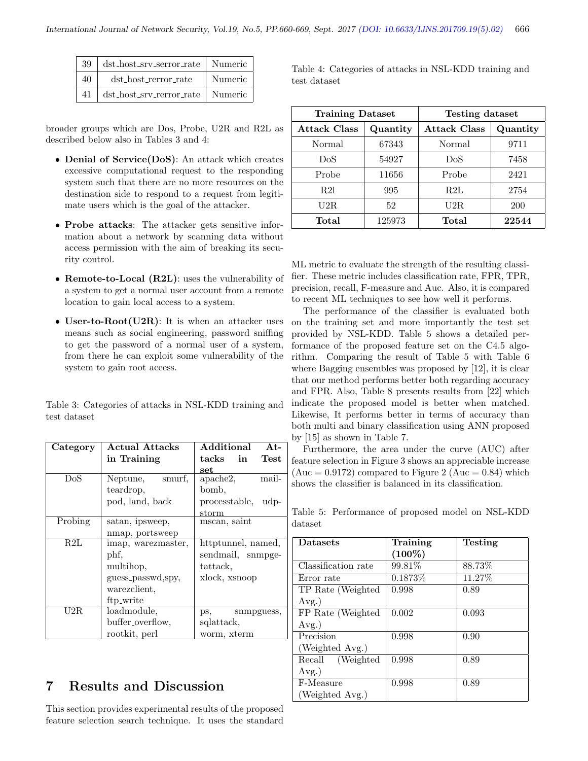| 39 | dst_host_srv_serror_rate | Numeric |
|---|---|---|
| 40 | dst_host_rerror_rate | Numeric |
| 41 | dst_host_srv_rerror_rate | Numeric |

broader groups which are Dos, Probe, U2R and R2L as described below also in Tables 3 and 4:

- **Denial of Service(DoS)**: An attack which creates excessive computational request to the responding system such that there are no more resources on the destination side to respond to a request from legitimate users which is the goal of the attacker.
- **Probe attacks**: The attacker gets sensitive information about a network by scanning data without access permission with the aim of breaking its security control.
- **Remote-to-Local (R2L)**: uses the vulnerability of a system to get a normal user account from a remote location to gain local access to a system.
- **User-to-Root(U2R)**: It is when an attacker uses means such as social engineering, password sniffing to get the password of a normal user of a system, from there he can exploit some vulnerability of the system to gain root access.

Table 3: Categories of attacks in NSL-KDD training and test dataset

| Category | Actual Attacks in Training | Additional Attacks in Test set |
|---|---|---|
| DoS | Neptune, smurf, teardrop, pod, land, back | apache2, mail-bomb, processtable, udp-storm |
| Probing | satan, ipsweep, nmap, portsweep | mscan, saint |
| R2L | imap, warezmaster, phf, multihop, guess_passwd,spy, warezclient, ftp_write | httptunnel, named, sendmail, snmpgetattack, xlock, xsnoop |
| U2R | loadmodule, buffer_overflow, rootkit, perl | ps, snmpguess, sqlattack, worm, xterm |

## 7 Results and Discussion

This section provides experimental results of the proposed feature selection search technique. It uses the standard ML metric to evaluate the strength of the resulting classifier. These metric includes classification rate, FPR, TPR, precision, recall, F-measure and Auc. Also, it is compared to recent ML techniques to see how well it performs.

Table 4: Categories of attacks in NSL-KDD training and test dataset

| Training Dataset | | Testing dataset | |
|---|---|---|---|
| **Attack Class** | **Quantity** | **Attack Class** | **Quantity** |
| Normal | 67343 | Normal | 9711 |
| DoS | 54927 | DoS | 7458 |
| Probe | 11656 | Probe | 2421 |
| R2l | 995 | R2L | 2754 |
| U2R | 52 | U2R | 200 |
| **Total** | 125973 | **Total** | **22544** |

The performance of the classifier is evaluated both on the training set and more importantly the test set provided by NSL-KDD. Table 5 shows a detailed performance of the proposed feature set on the C4.5 algorithm. Comparing the result of Table 5 with Table 6 where Bagging ensembles was proposed by [12], it is clear that our method performs better both regarding accuracy and FPR. Also, Table 8 presents results from [22] which indicate the proposed model is better when matched. Likewise, It performs better in terms of accuracy than both multi and binary classification using ANN proposed by [15] as shown in Table 7.

Furthermore, the area under the curve (AUC) after feature selection in Figure 3 shows an appreciable increase (Auc = 0.9172) compared to Figure 2 (Auc = 0.84) which shows the classifier is balanced in its classification.

Table 5: Performance of proposed model on NSL-KDD dataset

| Datasets | Training (100%) | Testing |
|---|---|---|
| Classification rate | 99.81% | 88.73% |
| Error rate | 0.1873% | 11.27% |
| TP Rate (Weighted Avg.) | 0.998 | 0.89 |
| FP Rate (Weighted Avg.) | 0.002 | 0.093 |
| Precision (Weighted Avg.) | 0.998 | 0.90 |
| Recall (Weighted Avg.) | 0.998 | 0.89 |
| F-Measure (Weighted Avg.) | 0.998 | 0.89 |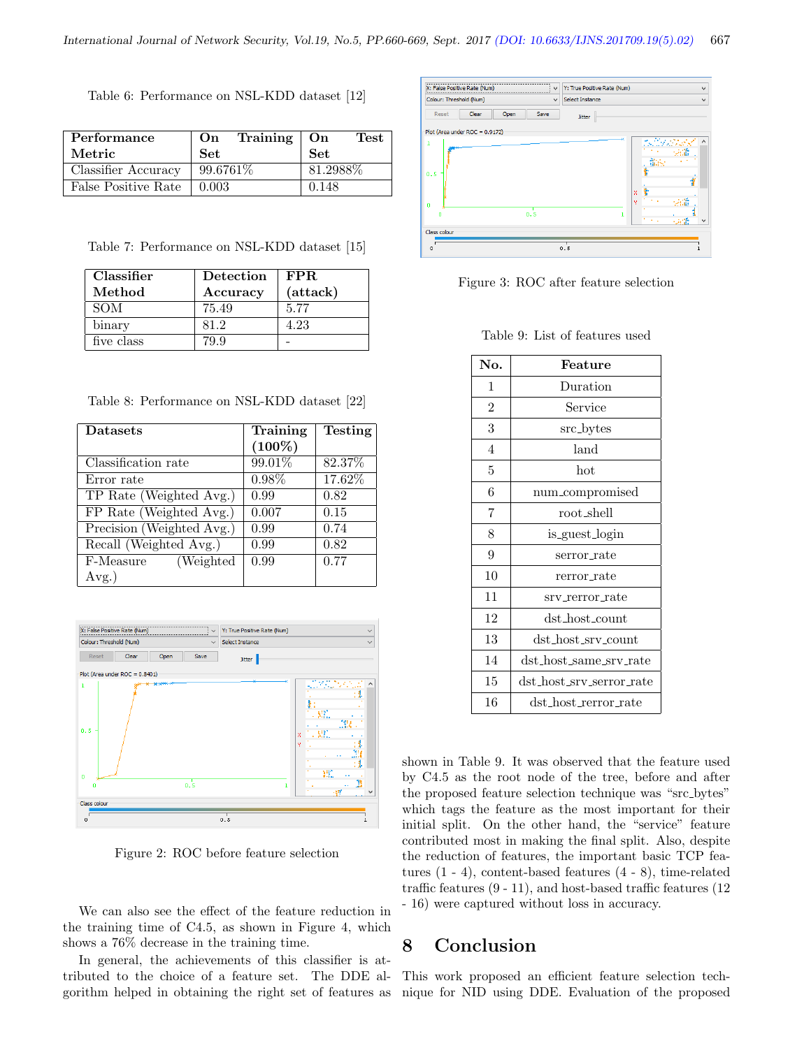Table 6: Performance on NSL-KDD dataset [12]

| Performance Metric | On Training Set | On Test Set |
|---|---|---|
| Classifier Accuracy | 99.6761% | 81.2988% |
| False Positive Rate | 0.003 | 0.148 |

Table 7: Performance on NSL-KDD dataset [15]

| Classifier Method | Detection Accuracy | FPR (attack) |
|---|---|---|
| SOM | 75.49 | 5.77 |
| binary | 81.2 | 4.23 |
| five class | 79.9 | - |

Table 8: Performance on NSL-KDD dataset [22]

| Datasets | Training (100%) | Testing |
|---|---|---|
| Classification rate | 99.01% | 82.37% |
| Error rate | 0.98% | 17.62% |
| TP Rate (Weighted Avg.) | 0.99 | 0.82 |
| FP Rate (Weighted Avg.) | 0.007 | 0.15 |
| Precision (Weighted Avg.) | 0.99 | 0.74 |
| Recall (Weighted Avg.) | 0.99 | 0.82 |
| F-Measure (Weighted Avg.) | 0.99 | 0.77 |

Figure 2: ROC before feature selection

We can also see the effect of the feature reduction in the training time of C4.5, as shown in Figure 4, which shows a 76% decrease in the training time.

In general, the achievements of this classifier is attributed to the choice of a feature set. The DDE algorithm helped in obtaining the right set of features as shown in Table 9. It was observed that the feature used by C4.5 as the root node of the tree, before and after the proposed feature selection technique was "src_bytes" which tags the feature as the most important for their initial split. On the other hand, the "service" feature contributed most in making the final split. Also, despite the reduction of features, the important basic TCP features (1 - 4), content-based features (4 - 8), time-related traffic features (9 - 11), and host-based traffic features (12 - 16) were captured without loss in accuracy.

Figure 3: ROC after feature selection

Table 9: List of features used

| No. | Feature |
|---|---|
| 1 | Duration |
| 2 | Service |
| 3 | src_bytes |
| 4 | land |
| 5 | hot |
| 6 | num_compromised |
| 7 | root_shell |
| 8 | is_guest_login |
| 9 | serror_rate |
| 10 | rerror_rate |
| 11 | srv_rerror_rate |
| 12 | dst_host_count |
| 13 | dst_host_srv_count |
| 14 | dst_host_same_srv_rate |
| 15 | dst_host_srv_serror_rate |
| 16 | dst_host_rerror_rate |

## 8 Conclusion

This work proposed an efficient feature selection technique for NID using DDE. Evaluation of the proposed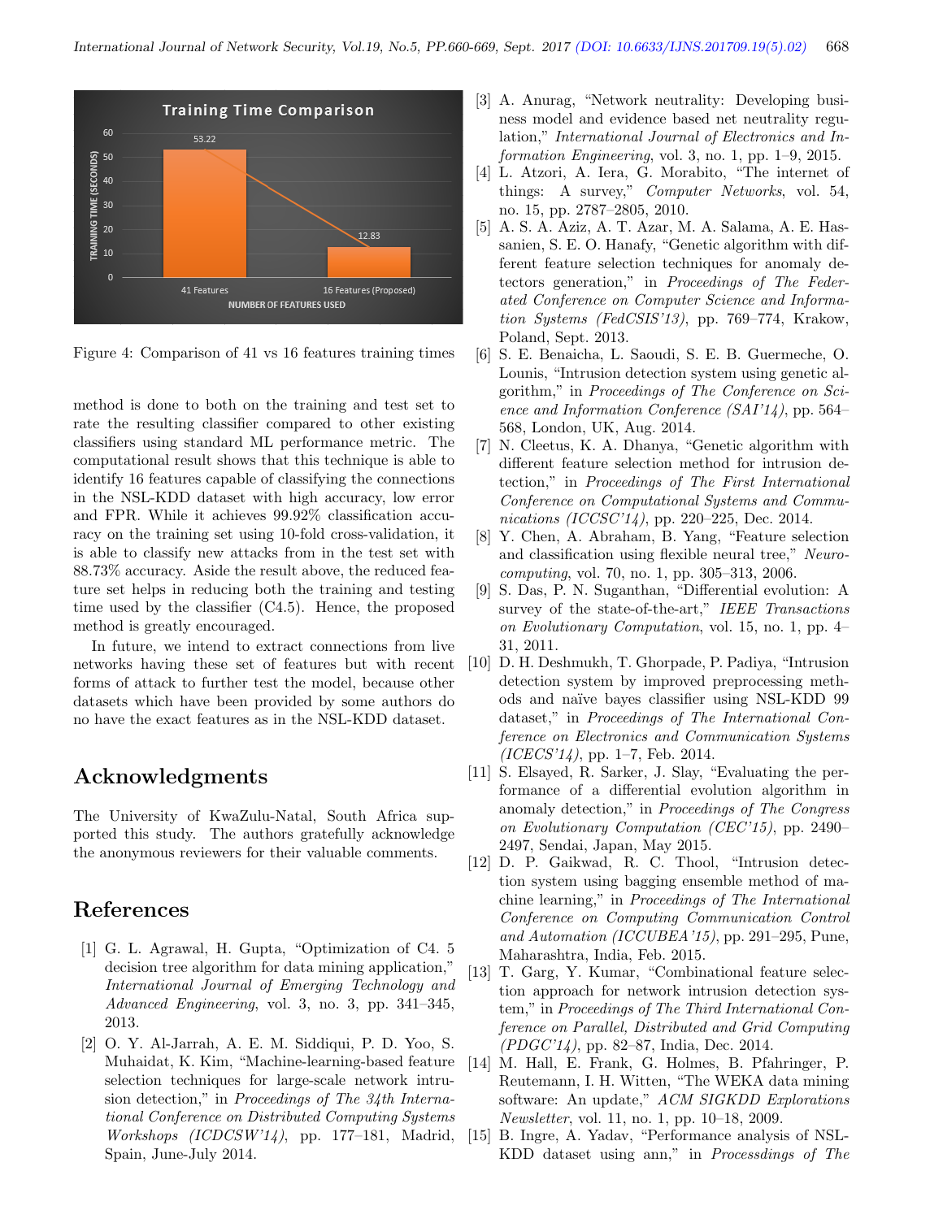Figure 4: Comparison of 41 vs 16 features training times

method is done to both on the training and test set to rate the resulting classifier compared to other existing classifiers using standard ML performance metric. The computational result shows that this technique is able to identify 16 features capable of classifying the connections in the NSL-KDD dataset with high accuracy, low error and FPR. While it achieves 99.92% classification accuracy on the training set using 10-fold cross-validation, it is able to classify new attacks from in the test set with 88.73% accuracy. Aside the result above, the reduced feature set helps in reducing both the training and testing time used by the classifier (C4.5). Hence, the proposed method is greatly encouraged.

In future, we intend to extract connections from live networks having these set of features but with recent forms of attack to further test the model, because other datasets which have been provided by some authors do no have the exact features as in the NSL-KDD dataset.

## Acknowledgments

The University of KwaZulu-Natal, South Africa supported this study. The authors gratefully acknowledge the anonymous reviewers for their valuable comments.

## References

[1] G. L. Agrawal, H. Gupta, "Optimization of C4. 5 decision tree algorithm for data mining application," *International Journal of Emerging Technology and Advanced Engineering*, vol. 3, no. 3, pp. 341–345, 2013.

[2] O. Y. Al-Jarrah, A. E. M. Siddiqui, P. D. Yoo, S. Muhaidat, K. Kim, "Machine-learning-based feature selection techniques for large-scale network intrusion detection," in *Proceedings of The 34th International Conference on Distributed Computing Systems Workshops (ICDCSW'14)*, pp. 177–181, Madrid, Spain, June-July 2014.

[3] A. Anurag, "Network neutrality: Developing business model and evidence based net neutrality regulation," *International Journal of Electronics and Information Engineering*, vol. 3, no. 1, pp. 1–9, 2015.

[4] L. Atzori, A. Iera, G. Morabito, "The internet of things: A survey," *Computer Networks*, vol. 54, no. 15, pp. 2787–2805, 2010.

[5] A. S. A. Aziz, A. T. Azar, M. A. Salama, A. E. Hassanien, S. E. O. Hanafy, "Genetic algorithm with different feature selection techniques for anomaly detectors generation," in *Proceedings of The Federated Conference on Computer Science and Information Systems (FedCSIS'13)*, pp. 769–774, Krakow, Poland, Sept. 2013.

[6] S. E. Benaicha, L. Saoudi, S. E. B. Guermeche, O. Lounis, "Intrusion detection system using genetic algorithm," in *Proceedings of The Conference on Science and Information Conference (SAI'14)*, pp. 564–568, London, UK, Aug. 2014.

[7] N. Cleetus, K. A. Dhanya, "Genetic algorithm with different feature selection method for intrusion detection," in *Proceedings of The First International Conference on Computational Systems and Communications (ICCSC'14)*, pp. 220–225, Dec. 2014.

[8] Y. Chen, A. Abraham, B. Yang, "Feature selection and classification using flexible neural tree," *Neurocomputing*, vol. 70, no. 1, pp. 305–313, 2006.

[9] S. Das, P. N. Suganthan, "Differential evolution: A survey of the state-of-the-art," *IEEE Transactions on Evolutionary Computation*, vol. 15, no. 1, pp. 4–31, 2011.

[10] D. H. Deshmukh, T. Ghorpade, P. Padiya, "Intrusion detection system by improved preprocessing methods and naïve bayes classifier using NSL-KDD 99 dataset," in *Proceedings of The International Conference on Electronics and Communication Systems (ICECS'14)*, pp. 1–7, Feb. 2014.

[11] S. Elsayed, R. Sarker, J. Slay, "Evaluating the performance of a differential evolution algorithm in anomaly detection," in *Proceedings of The Congress on Evolutionary Computation (CEC'15)*, pp. 2490–2497, Sendai, Japan, May 2015.

[12] D. P. Gaikwad, R. C. Thool, "Intrusion detection system using bagging ensemble method of machine learning," in *Proceedings of The International Conference on Computing Communication Control and Automation (ICCUBEA'15)*, pp. 291–295, Pune, Maharashtra, India, Feb. 2015.

[13] T. Garg, Y. Kumar, "Combinational feature selection approach for network intrusion detection system," in *Proceedings of The Third International Conference on Parallel, Distributed and Grid Computing (PDGC'14)*, pp. 82–87, India, Dec. 2014.

[14] M. Hall, E. Frank, G. Holmes, B. Pfahringer, P. Reutemann, I. H. Witten, "The WEKA data mining software: An update," *ACM SIGKDD Explorations Newsletter*, vol. 11, no. 1, pp. 10–18, 2009.

[15] B. Ingre, A. Yadav, "Performance analysis of NSL-KDD dataset using ann," in *Processdings of The*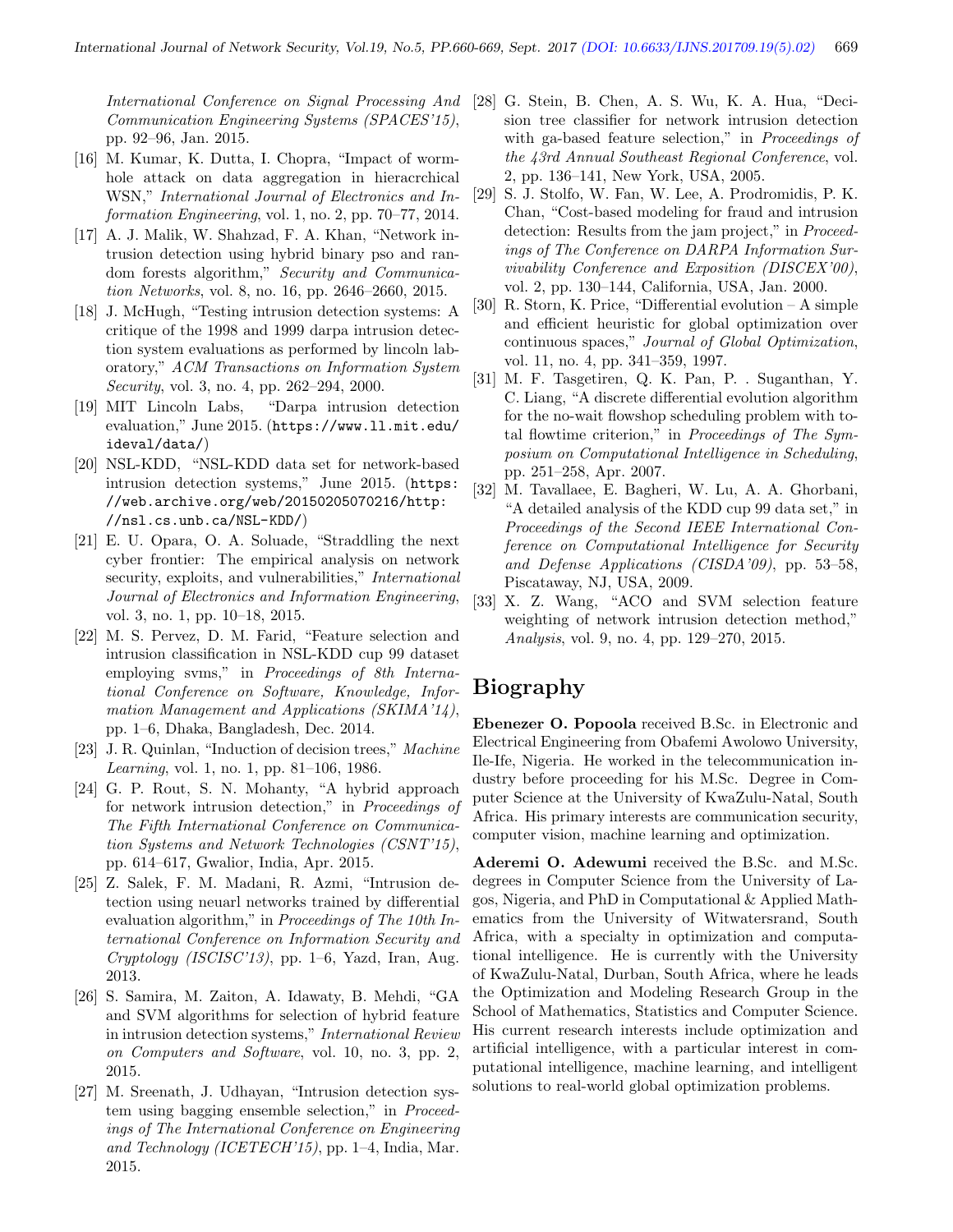International Conference on Signal Processing And Communication Engineering Systems (SPACES'15)*, pp. 92–96, Jan. 2015.

[16] M. Kumar, K. Dutta, I. Chopra, "Impact of wormhole attack on data aggregation in hieracrchical WSN," *International Journal of Electronics and Information Engineering*, vol. 1, no. 2, pp. 70–77, 2014.

[17] A. J. Malik, W. Shahzad, F. A. Khan, "Network intrusion detection using hybrid binary pso and random forests algorithm," *Security and Communication Networks*, vol. 8, no. 16, pp. 2646–2660, 2015.

[18] J. McHugh, "Testing intrusion detection systems: A critique of the 1998 and 1999 darpa intrusion detection system evaluations as performed by lincoln laboratory," *ACM Transactions on Information System Security*, vol. 3, no. 4, pp. 262–294, 2000.

[19] MIT Lincoln Labs, "Darpa intrusion detection evaluation," June 2015. (`https://www.ll.mit.edu/ideval/data/`)

[20] NSL-KDD, "NSL-KDD data set for network-based intrusion detection systems," June 2015. (`https://web.archive.org/web/20150205070216/http://nsl.cs.unb.ca/NSL-KDD/`)

[21] E. U. Opara, O. A. Soluade, "Straddling the next cyber frontier: The empirical analysis on network security, exploits, and vulnerabilities," *International Journal of Electronics and Information Engineering*, vol. 3, no. 1, pp. 10–18, 2015.

[22] M. S. Pervez, D. M. Farid, "Feature selection and intrusion classification in NSL-KDD cup 99 dataset employing svms," in *Proceedings of 8th International Conference on Software, Knowledge, Information Management and Applications (SKIMA'14)*, pp. 1–6, Dhaka, Bangladesh, Dec. 2014.

[23] J. R. Quinlan, "Induction of decision trees," *Machine Learning*, vol. 1, no. 1, pp. 81–106, 1986.

[24] G. P. Rout, S. N. Mohanty, "A hybrid approach for network intrusion detection," in *Proceedings of The Fifth International Conference on Communication Systems and Network Technologies (CSNT'15)*, pp. 614–617, Gwalior, India, Apr. 2015.

[25] Z. Salek, F. M. Madani, R. Azmi, "Intrusion detection using neuarl networks trained by differential evaluation algorithm," in *Proceedings of The 10th International Conference on Information Security and Cryptology (ISCISC'13)*, pp. 1–6, Yazd, Iran, Aug. 2013.

[26] S. Samira, M. Zaiton, A. Idawaty, B. Mehdi, "GA and SVM algorithms for selection of hybrid feature in intrusion detection systems," *International Review on Computers and Software*, vol. 10, no. 3, pp. 2, 2015.

[27] M. Sreenath, J. Udhayan, "Intrusion detection system using bagging ensemble selection," in *Proceedings of The International Conference on Engineering and Technology (ICETECH'15)*, pp. 1–4, India, Mar. 2015.

[28] G. Stein, B. Chen, A. S. Wu, K. A. Hua, "Decision tree classifier for network intrusion detection with ga-based feature selection," in *Proceedings of the 43rd Annual Southeast Regional Conference*, vol. 2, pp. 136–141, New York, USA, 2005.

[29] S. J. Stolfo, W. Fan, W. Lee, A. Prodromidis, P. K. Chan, "Cost-based modeling for fraud and intrusion detection: Results from the jam project," in *Proceedings of The Conference on DARPA Information Survivability Conference and Exposition (DISCEX'00)*, vol. 2, pp. 130–144, California, USA, Jan. 2000.

[30] R. Storn, K. Price, "Differential evolution – A simple and efficient heuristic for global optimization over continuous spaces," *Journal of Global Optimization*, vol. 11, no. 4, pp. 341–359, 1997.

[31] M. F. Tasgetiren, Q. K. Pan, P. . Suganthan, Y. C. Liang, "A discrete differential evolution algorithm for the no-wait flowshop scheduling problem with total flowtime criterion," in *Proceedings of The Symposium on Computational Intelligence in Scheduling*, pp. 251–258, Apr. 2007.

[32] M. Tavallaee, E. Bagheri, W. Lu, A. A. Ghorbani, "A detailed analysis of the KDD cup 99 data set," in *Proceedings of the Second IEEE International Conference on Computational Intelligence for Security and Defense Applications (CISDA'09)*, pp. 53–58, Piscataway, NJ, USA, 2009.

[33] X. Z. Wang, "ACO and SVM selection feature weighting of network intrusion detection method," *Analysis*, vol. 9, no. 4, pp. 129–270, 2015.

# Biography

**Ebenezer O. Popoola** received B.Sc. in Electronic and Electrical Engineering from Obafemi Awolowo University, Ile-Ife, Nigeria. He worked in the telecommunication industry before proceeding for his M.Sc. Degree in Computer Science at the University of KwaZulu-Natal, South Africa. His primary interests are communication security, computer vision, machine learning and optimization.

**Aderemi O. Adewumi** received the B.Sc. and M.Sc. degrees in Computer Science from the University of Lagos, Nigeria, and PhD in Computational & Applied Mathematics from the University of Witwatersrand, South Africa, with a specialty in optimization and computational intelligence. He is currently with the University of KwaZulu-Natal, Durban, South Africa, where he leads the Optimization and Modeling Research Group in the School of Mathematics, Statistics and Computer Science. His current research interests include optimization and artificial intelligence, with a particular interest in computational intelligence, machine learning, and intelligent solutions to real-world global optimization problems.